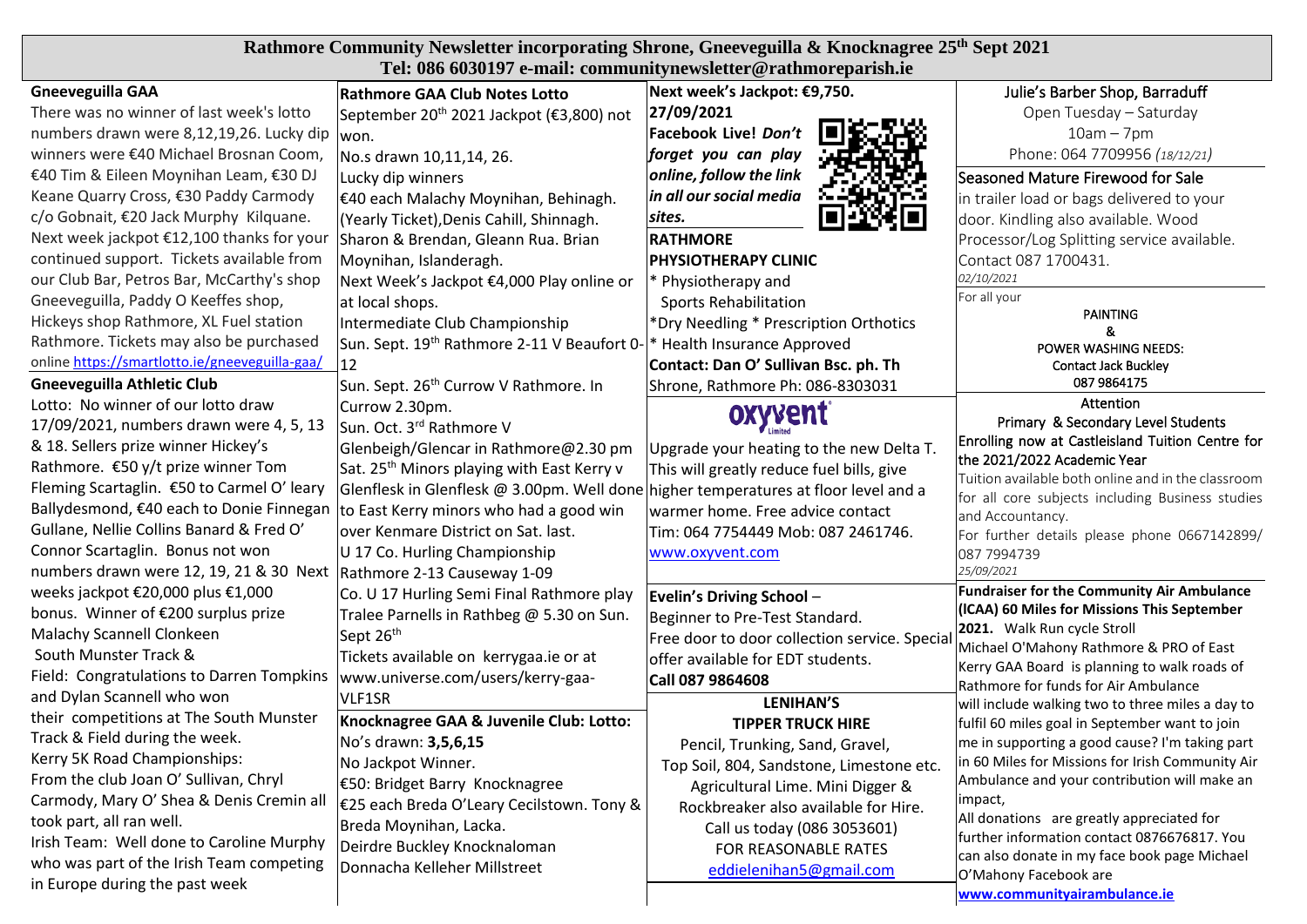# Rathmore Community Newsletter incorporating Shrone, Gneeveguilla & Knocknagree 25th Sept 2021

**Tel: 086 6030197 e-mail: communitynewsletter@rathmoreparish.ie**

## Gneeveguilla GAA

There was no winner of last week's lotto numbers drawn were 8,12,19,26. Lucky dip winners were €40 Michael Brosnan Coom, €40 Tim & Eileen Moynihan Leam, €30 DJ Keane Quarry Cross, €30 Paddy Carmody c/o Gobnait, €20 Jack Murphy Kilquane. Next week jackpot €12,100 thanks for your continued support. Tickets available from our Club Bar, Petros Bar, McCarthy's shop Gneeveguilla, Paddy O Keeffes shop, Hickeys shop Rathmore, XL Fuel station Rathmore. Tickets may also be purchased online https://smartlotto.ie/gneeveguilla-gaa/

## Gneeveguilla Athletic Club

Lotto: No winner of our lotto draw 17/09/2021, numbers drawn were 4, 5, 13 & 18. Sellers prize winner Hickey's Rathmore. €50 y/t prize winner Tom Fleming Scartaglin. €50 to Carmel O' leary Ballydesmond, €40 each to Donie Finnegan Gullane, Nellie Collins Banard & Fred O' Connor Scartaglin. Bonus not won numbers drawn were 12, 19, 21 & 30 Next weeks jackpot €20,000 plus €1,000 bonus. Winner of €200 surplus prize Malachy Scannell Clonkeen

South Munster Track & Field: Congratulations to Darren Tompkins and Dylan Scannell who won their competitions at The South Munster Track & Field during the week.

Kerry 5K Road Championships: From the club Joan O' Sullivan, Chryl Carmody, Mary O' Shea & Denis Cremin all took part, all ran well.

Irish Team: Well done to Caroline Murphy who was part of the Irish Team competing in Europe during the past week

## Rathmore GAA Club Notes Lotto

September 20th 2021 Jackpot (€3,800) not won.

No.s drawn 10,11,14, 26.

Lucky dip winners

€40 each Malachy Moynihan, Behinagh. (Yearly Ticket),Denis Cahill, Shinnagh. Sharon & Brendan, Gleann Rua. Brian Moynihan, Islanderagh.

Next Week's Jackpot €4,000 Play online or at local shops.

Intermediate Club Championship

Sun. Sept. 19th Rathmore 2-11 V Beaufort 0-12

Sun. Sept. 26th Currow V Rathmore. In Currow 2.30pm.

Sun. Oct. 3rd Rathmore V Glenbeigh/Glencar in Rathmore@2.30 pm

Sat. 25th Minors playing with East Kerry v Glenflesk in Glenflesk @ 3.00pm. Well done to East Kerry minors who had a good win over Kenmare District on Sat. last.

U 17 Co. Hurling Championship

Rathmore 2-13 Causeway 1-09

Co. U 17 Hurling Semi Final Rathmore play Tralee Parnells in Rathbeg @ 5.30 on Sun. Sept 26th

Tickets available on kerrygaa.ie or at www.universe.com/users/kerry-gaa-VLF1SR

## Knocknagree GAA & Juvenile Club: Lotto:

No's drawn: **3,5,6,15**

No Jackpot Winner.

€50: Bridget Barry Knocknagree

€25 each Breda O'Leary Cecilstown. Tony & Breda Moynihan, Lacka.

Deirdre Buckley Knocknaloman

Donnacha Kelleher Millstreet

**Next week's Jackpot: €9,750.**

**27/09/2021**

***Facebook Live! Don't forget you can play online, follow the link in all our social media sites.***

**RATHMORE PHYSIOTHERAPY CLINIC**

\* Physiotherapy and Sports Rehabilitation

*Dry Needling * Prescription Orthotics

\* Health Insurance Approved

**Contact: Dan O' Sullivan Bsc. ph. Th**

Shrone, Rathmore Ph: 086-8303031

**oxyvent Limited**

Upgrade your heating to the new Delta T. This will greatly reduce fuel bills, give higher temperatures at floor level and a warmer home. Free advice contact Tim: 064 7754449 Mob: 087 2461746. www.oxyvent.com

**Evelin's Driving School** – Beginner to Pre-Test Standard. Free door to door collection service. Special offer available for EDT students. **Call 087 9864608**

**LENIHAN'S TIPPER TRUCK HIRE**

Pencil, Trunking, Sand, Gravel, Top Soil, 804, Sandstone, Limestone etc. Agricultural Lime. Mini Digger & Rockbreaker also available for Hire. Call us today (086 3053601) FOR REASONABLE RATES

eddielenihan5@gmail.com

Julie's Barber Shop, Barraduff

Open Tuesday – Saturday

10am – 7pm

Phone: 064 7709956 *(18/12/21)*

Seasoned Mature Firewood for Sale in trailer load or bags delivered to your door. Kindling also available. Wood Processor/Log Splitting service available. Contact 087 1700431.

*02/10/2021*

For all your PAINTING & POWER WASHING NEEDS: Contact Jack Buckley 087 9864175

Attention

Primary & Secondary Level Students

Enrolling now at Castleisland Tuition Centre for the 2021/2022 Academic Year

Tuition available both online and in the classroom for all core subjects including Business studies and Accountancy.

For further details please phone 0667142899/ 087 7994739

*25/09/2021*

**Fundraiser for the Community Air Ambulance (ICAA) 60 Miles for Missions This September 2021.** Walk Run cycle Stroll

Michael O'Mahony Rathmore & PRO of East Kerry GAA Board is planning to walk roads of Rathmore for funds for Air Ambulance will include walking two to three miles a day to fulfil 60 miles goal in September want to join me in supporting a good cause? I'm taking part in 60 Miles for Missions for Irish Community Air Ambulance and your contribution will make an impact,

All donations are greatly appreciated for further information contact 0876676817. You can also donate in my face book page Michael O'Mahony Facebook are

**www.communityairambulance.ie**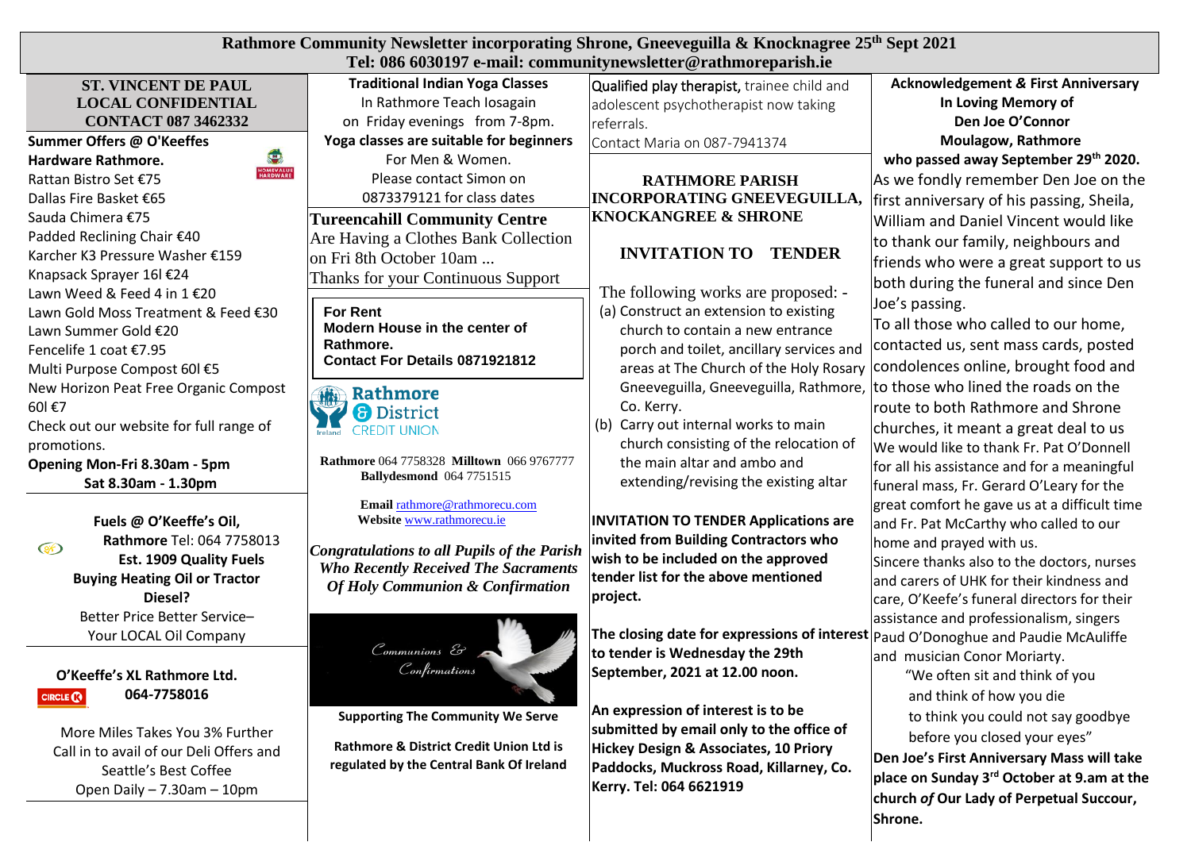**Rathmore Community Newsletter incorporating Shrone, Gneeveguilla & Knocknagree 25th Sept 2021**
**Tel: 086 6030197 e-mail: communitynewsletter@rathmoreparish.ie**

**ST. VINCENT DE PAUL LOCAL CONFIDENTIAL CONTACT 087 3462332**

**Summer Offers @ O'Keeffes Hardware Rathmore.**

Rattan Bistro Set €75
Dallas Fire Basket €65
Sauda Chimera €75
Padded Reclining Chair €40
Karcher K3 Pressure Washer €159
Knapsack Sprayer 16l €24
Lawn Weed & Feed 4 in 1 €20
Lawn Gold Moss Treatment & Feed €30
Lawn Summer Gold €20
Fencelife 1 coat €7.95
Multi Purpose Compost 60l €5
New Horizon Peat Free Organic Compost 60l €7
Check out our website for full range of promotions.

**Opening Mon-Fri 8.30am - 5pm**
**Sat 8.30am - 1.30pm**

**Fuels @ O'Keeffe's Oil, Rathmore** Tel: 064 7758013
**Est. 1909 Quality Fuels**
**Buying Heating Oil or Tractor Diesel?**
Better Price Better Service– Your LOCAL Oil Company

**O'Keeffe's XL Rathmore Ltd.**
**064-7758016**

More Miles Takes You 3% Further
Call in to avail of our Deli Offers and Seattle's Best Coffee
Open Daily – 7.30am – 10pm

**Traditional Indian Yoga Classes**
In Rathmore Teach Iosagain
on Friday evenings from 7-8pm.
**Yoga classes are suitable for beginners**
For Men & Women.
Please contact Simon on 0873379121 for class dates

**Tureencahill Community Centre**
Are Having a Clothes Bank Collection on Fri 8th October 10am ...
Thanks for your Continuous Support

**For Rent**
**Modern House in the center of Rathmore.**
**Contact For Details 0871921812**

**Rathmore & District CREDIT UNION**

**Rathmore** 064 7758328 **Milltown** 066 9767777 **Ballydesmond** 064 7751515

**Email** rathmore@rathmorecu.com
**Website** www.rathmorecu.ie

***Congratulations to all Pupils of the Parish Who Recently Received The Sacraments Of Holy Communion & Confirmation***

Communions & Confirmations

**Supporting The Community We Serve**

**Rathmore & District Credit Union Ltd is regulated by the Central Bank Of Ireland**

Qualified play therapist, trainee child and adolescent psychotherapist now taking referrals.
Contact Maria on 087-7941374

**RATHMORE PARISH INCORPORATING GNEEVEGUILLA, KNOCKANGREE & SHRONE**

**INVITATION TO TENDER**

The following works are proposed: -

(a) Construct an extension to existing church to contain a new entrance porch and toilet, ancillary services and areas at The Church of the Holy Rosary Gneeveguilla, Gneeveguilla, Rathmore, Co. Kerry.
(b) Carry out internal works to main church consisting of the relocation of the main altar and ambo and extending/revising the existing altar

**INVITATION TO TENDER Applications are invited from Building Contractors who wish to be included on the approved tender list for the above mentioned project.**

**The closing date for expressions of interest to tender is Wednesday the 29th September, 2021 at 12.00 noon.**

**An expression of interest is to be submitted by email only to the office of Hickey Design & Associates, 10 Priory Paddocks, Muckross Road, Killarney, Co. Kerry. Tel: 064 6621919**

**Acknowledgement & First Anniversary**
**In Loving Memory of**
**Den Joe O'Connor**
**Moulagow, Rathmore**
**who passed away September 29th 2020.**

As we fondly remember Den Joe on the first anniversary of his passing, Sheila, William and Daniel Vincent would like to thank our family, neighbours and friends who were a great support to us both during the funeral and since Den Joe's passing.

To all those who called to our home, contacted us, sent mass cards, posted condolences online, brought food and to those who lined the roads on the route to both Rathmore and Shrone churches, it meant a great deal to us. We would like to thank Fr. Pat O'Donnell for all his assistance and for a meaningful funeral mass, Fr. Gerard O'Leary for the great comfort he gave us at a difficult time and Fr. Pat McCarthy who called to our home and prayed with us.

Sincere thanks also to the doctors, nurses and carers of UHK for their kindness and care, O'Keefe's funeral directors for their assistance and professionalism, singers Paud O'Donoghue and Paudie McAuliffe and musician Conor Moriarty.

"We often sit and think of you
and think of how you die
to think you could not say goodbye
before you closed your eyes"

**Den Joe's First Anniversary Mass will take place on Sunday 3rd October at 9.am at the church *of* Our Lady of Perpetual Succour, Shrone.**